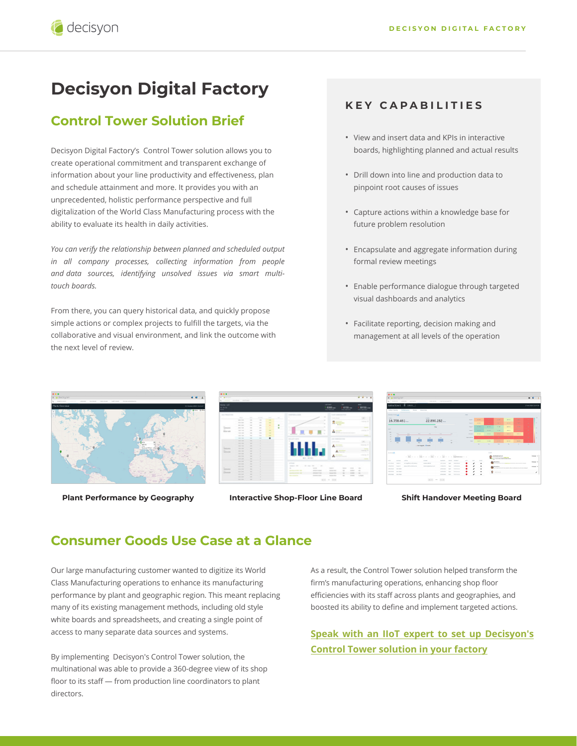# Decisyon Digital Factory

## Control Tower Solution Brief

Decisyon Digital Factory's  Control Tower solution allows you to create operational commitment and transparent exchange of information about your line productivity and effectiveness, plan and schedule attainment and more. It provides you with an unprecedented, holistic performance perspective and full digitalization of the World Class Manufacturing process with the ability to evaluate its health in daily activities.

*You can verify the relationship between planned and scheduled output in all company processes, collecting information from people and data sources, identifying unsolved issues via smart multi-touch boards.*

From there, you can query historical data, and quickly propose simple actions or complex projects to fulfill the targets, via the collaborative and visual environment, and link the outcome with the next level of review.

### KEY CAPABILITIES

- View and insert data and KPIs in interactive boards, highlighting planned and actual results
- Drill down into line and production data to pinpoint root causes of issues
- Capture actions within a knowledge base for future problem resolution
- Encapsulate and aggregate information during formal review meetings
- Enable performance dialogue through targeted visual dashboards and analytics
- Facilitate reporting, decision making and management at all levels of the operation

**Plant Performance by Geography**

**Interactive Shop-Floor Line Board**

**Shift Handover Meeting Board**

## Consumer Goods Use Case at a Glance

Our large manufacturing customer wanted to digitize its World Class Manufacturing operations to enhance its manufacturing performance by plant and geographic region. This meant replacing many of its existing management methods, including old style white boards and spreadsheets, and creating a single point of access to many separate data sources and systems.

By implementing  Decisyon's Control Tower solution, the multinational was able to provide a 360-degree view of its shop floor to its staff — from production line coordinators to plant directors.

As a result, the Control Tower solution helped transform the firm's manufacturing operations, enhancing shop floor efficiencies with its staff across plants and geographies, and boosted its ability to define and implement targeted actions.

**Speak with an IIoT expert to set up Decisyon's Control Tower solution in your factory**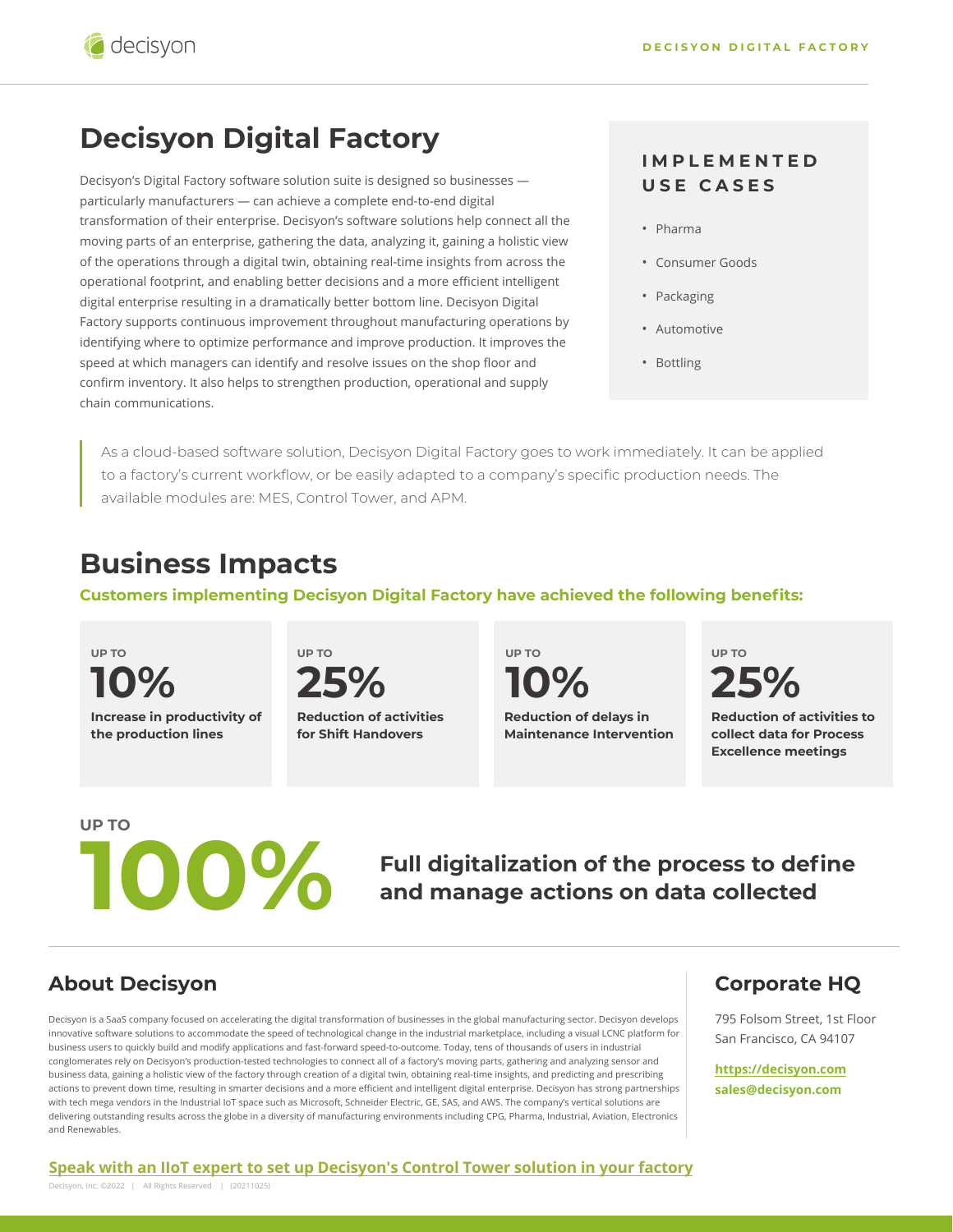# Decisyon Digital Factory

Decisyon's Digital Factory software solution suite is designed so businesses — particularly manufacturers — can achieve a complete end-to-end digital transformation of their enterprise. Decisyon's software solutions help connect all the moving parts of an enterprise, gathering the data, analyzing it, gaining a holistic view of the operations through a digital twin, obtaining real-time insights from across the operational footprint, and enabling better decisions and a more efficient intelligent digital enterprise resulting in a dramatically better bottom line. Decisyon Digital Factory supports continuous improvement throughout manufacturing operations by identifying where to optimize performance and improve production. It improves the speed at which managers can identify and resolve issues on the shop floor and confirm inventory. It also helps to strengthen production, operational and supply chain communications.

### IMPLEMENTED USE CASES

- Pharma
- Consumer Goods
- Packaging
- Automotive
- Bottling

> As a cloud-based software solution, Decisyon Digital Factory goes to work immediately. It can be applied to a factory's current workflow, or be easily adapted to a company's specific production needs. The available modules are: MES, Control Tower, and APM.

## Business Impacts

**Customers implementing Decisyon Digital Factory have achieved the following benefits:**

UP TO **10%** — **Increase in productivity of the production lines**

UP TO **25%** — **Reduction of activities for Shift Handovers**

UP TO **10%** — **Reduction of delays in Maintenance Intervention**

UP TO **25%** — **Reduction of activities to collect data for Process Excellence meetings**

UP TO **100%** — **Full digitalization of the process to define and manage actions on data collected**

## About Decisyon

Decisyon is a SaaS company focused on accelerating the digital transformation of businesses in the global manufacturing sector. Decisyon develops innovative software solutions to accommodate the speed of technological change in the industrial marketplace, including a visual LCNC platform for business users to quickly build and modify applications and fast-forward speed-to-outcome. Today, tens of thousands of users in industrial conglomerates rely on Decisyon's production-tested technologies to connect all of a factory's moving parts, gathering and analyzing sensor and business data, gaining a holistic view of the factory through creation of a digital twin, obtaining real-time insights, and predicting and prescribing actions to prevent down time, resulting in smarter decisions and a more efficient and intelligent digital enterprise. Decisyon has strong partnerships with tech mega vendors in the Industrial IoT space such as Microsoft, Schneider Electric, GE, SAS, and AWS. The company's vertical solutions are delivering outstanding results across the globe in a diversity of manufacturing environments including CPG, Pharma, Industrial, Aviation, Electronics and Renewables.

## Corporate HQ

795 Folsom Street, 1st Floor
San Francisco, CA 94107

**https://decisyon.com**
**sales@decisyon.com**

**Speak with an IIoT expert to set up Decisyon's Control Tower solution in your factory**

Decisyon, Inc. ©2022 | All Rights Reserved | (20211025)